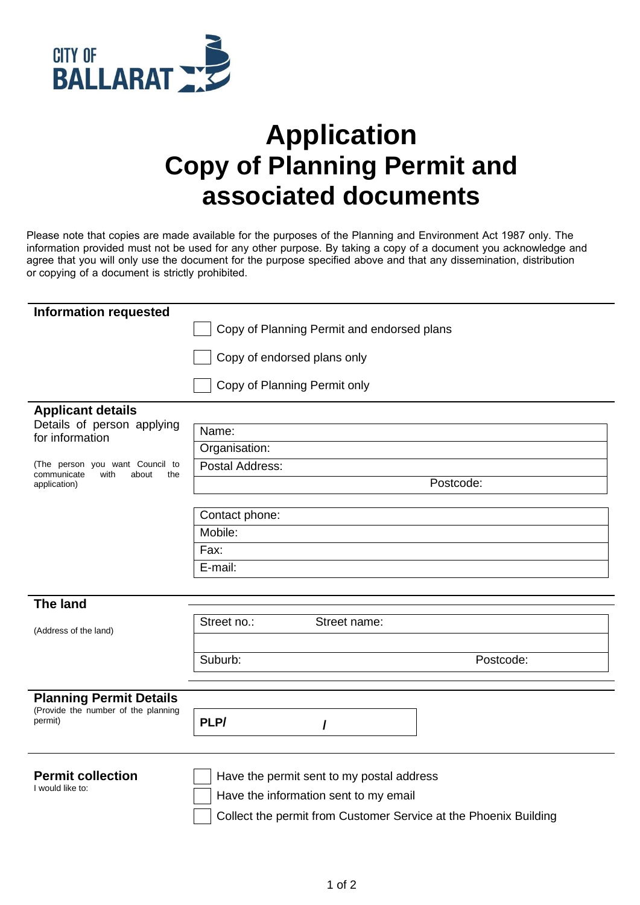CITY OF BALLARAT

# Application
# Copy of Planning Permit and associated documents

Please note that copies are made available for the purposes of the Planning and Environment Act 1987 only. The information provided must not be used for any other purpose. By taking a copy of a document you acknowledge and agree that you will only use the document for the purpose specified above and that any dissemination, distribution or copying of a document is strictly prohibited.

## Information requested

- [ ] Copy of Planning Permit and endorsed plans
- [ ] Copy of endorsed plans only
- [ ] Copy of Planning Permit only

## Applicant details

Details of person applying for information

(The person you want Council to communicate with about the application)

| |
|---|
| Name: |
| Organisation: |
| Postal Address: |
| Postcode: |

| |
|---|
| Contact phone: |
| Mobile: |
| Fax: |
| E-mail: |

## The land

(Address of the land)

| | |
|---|---|
| Street no.: | Street name: |
| | |
| Suburb: | Postcode: |

## Planning Permit Details

(Provide the number of the planning permit)

**PLP/ /**

## Permit collection

I would like to:

- [ ] Have the permit sent to my postal address
- [ ] Have the information sent to my email
- [ ] Collect the permit from Customer Service at the Phoenix Building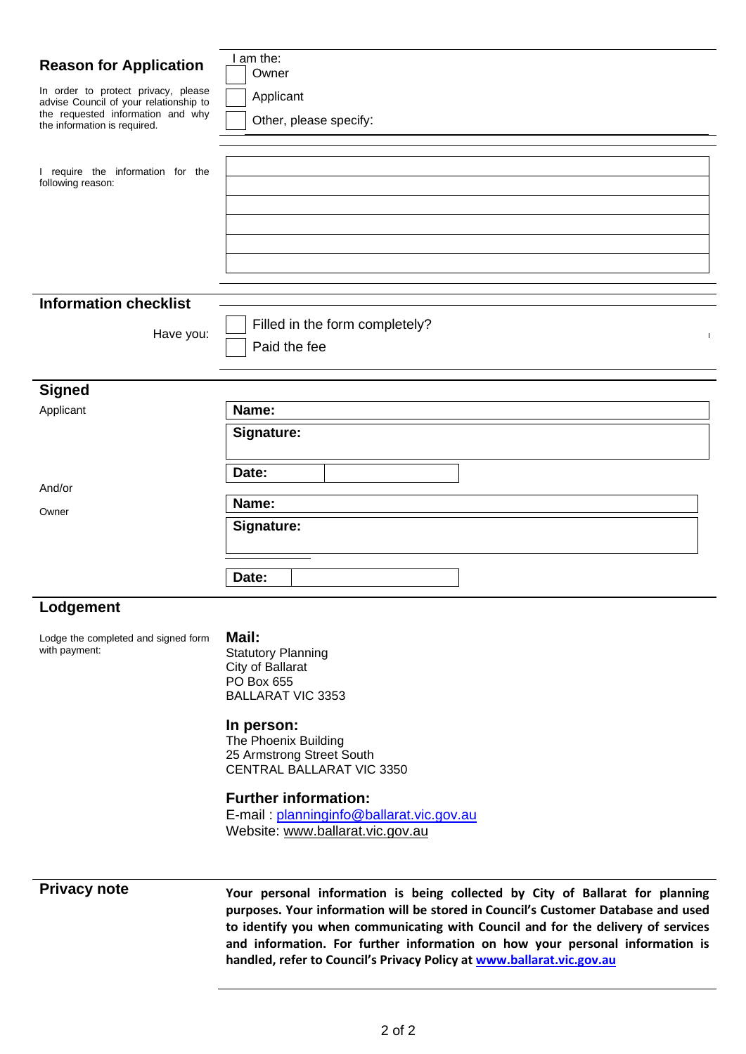## Reason for Application

In order to protect privacy, please advise Council of your relationship to the requested information and why the information is required.

I am the:

- [ ] Owner
- [ ] Applicant
- [ ] Other, please specify:

I require the information for the following reason:

## Information checklist

Have you:

- [ ] Filled in the form completely?
- [ ] Paid the fee

## Signed

Applicant

**Name:**

**Signature:**

**Date:**

And/or

Owner

**Name:**

**Signature:**

**Date:**

## Lodgement

Lodge the completed and signed form with payment:

**Mail:**
Statutory Planning
City of Ballarat
PO Box 655
BALLARAT VIC 3353

**In person:**
The Phoenix Building
25 Armstrong Street South
CENTRAL BALLARAT VIC 3350

**Further information:**
E-mail : planninginfo@ballarat.vic.gov.au
Website: www.ballarat.vic.gov.au

## Privacy note

**Your personal information is being collected by City of Ballarat for planning purposes. Your information will be stored in Council's Customer Database and used to identify you when communicating with Council and for the delivery of services and information. For further information on how your personal information is handled, refer to Council's Privacy Policy at www.ballarat.vic.gov.au**